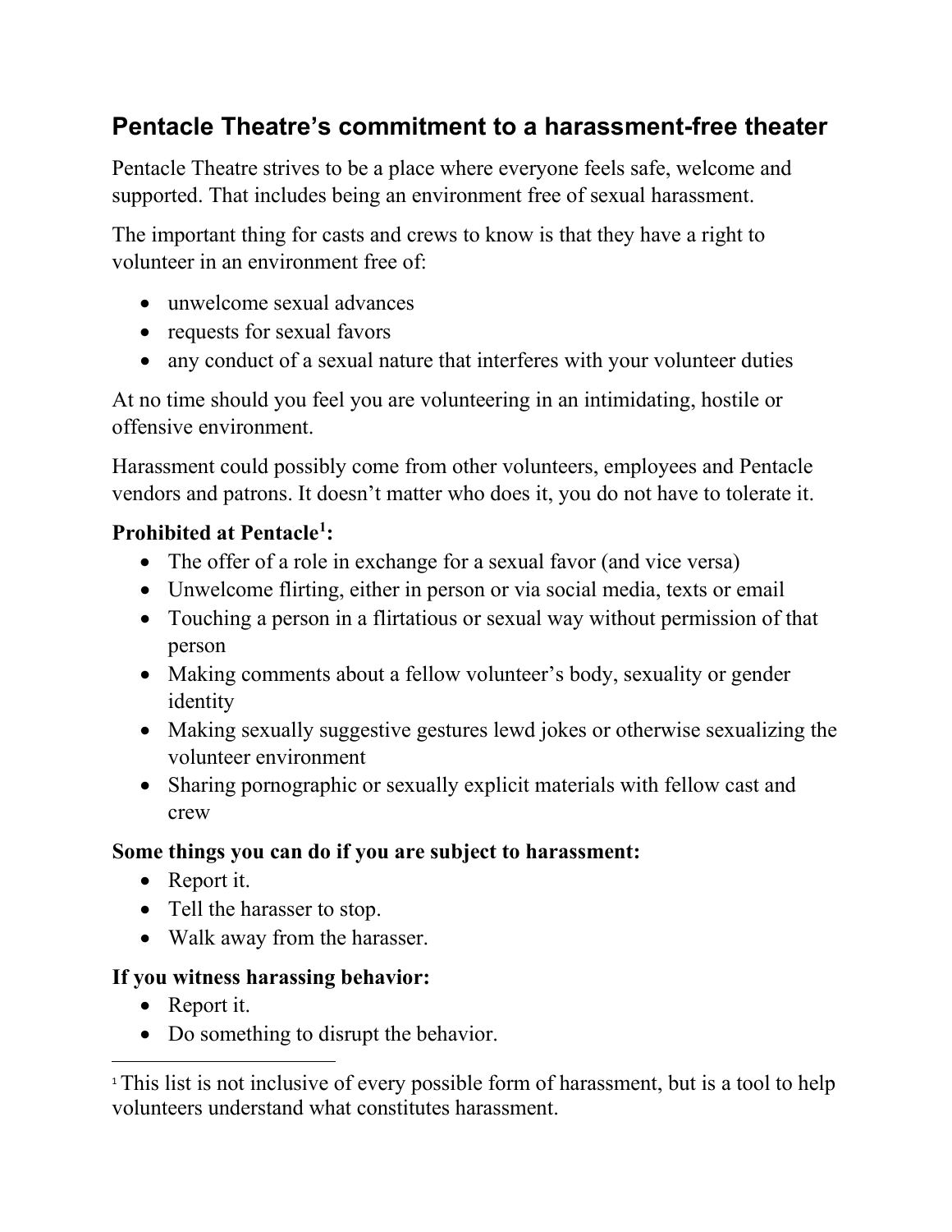## Pentacle Theatre's commitment to a harassment-free theater

Pentacle Theatre strives to be a place where everyone feels safe, welcome and supported. That includes being an environment free of sexual harassment.

The important thing for casts and crews to know is that they have a right to volunteer in an environment free of:

- unwelcome sexual advances
- requests for sexual favors
- any conduct of a sexual nature that interferes with your volunteer duties

At no time should you feel you are volunteering in an intimidating, hostile or offensive environment.

Harassment could possibly come from other volunteers, employees and Pentacle vendors and patrons. It doesn't matter who does it, you do not have to tolerate it.

**Prohibited at Pentacle[1]:**

- The offer of a role in exchange for a sexual favor (and vice versa)
- Unwelcome flirting, either in person or via social media, texts or email
- Touching a person in a flirtatious or sexual way without permission of that person
- Making comments about a fellow volunteer's body, sexuality or gender identity
- Making sexually suggestive gestures lewd jokes or otherwise sexualizing the volunteer environment
- Sharing pornographic or sexually explicit materials with fellow cast and crew

**Some things you can do if you are subject to harassment:**

- Report it.
- Tell the harasser to stop.
- Walk away from the harasser.

**If you witness harassing behavior:**

- Report it.
- Do something to disrupt the behavior.

---

[1] This list is not inclusive of every possible form of harassment, but is a tool to help volunteers understand what constitutes harassment.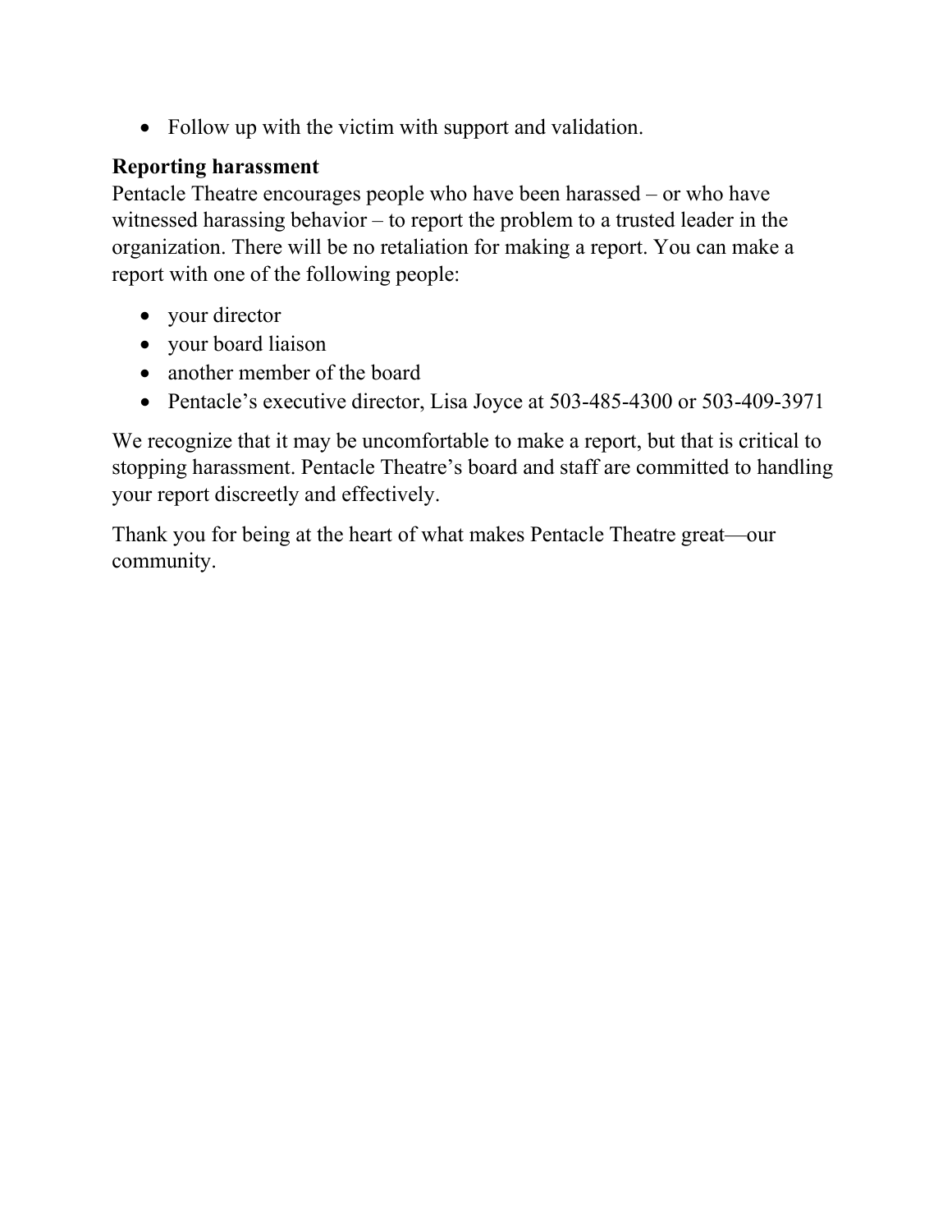- Follow up with the victim with support and validation.

**Reporting harassment**

Pentacle Theatre encourages people who have been harassed – or who have witnessed harassing behavior – to report the problem to a trusted leader in the organization. There will be no retaliation for making a report. You can make a report with one of the following people:

- your director
- your board liaison
- another member of the board
- Pentacle's executive director, Lisa Joyce at 503-485-4300 or 503-409-3971

We recognize that it may be uncomfortable to make a report, but that is critical to stopping harassment. Pentacle Theatre's board and staff are committed to handling your report discreetly and effectively.

Thank you for being at the heart of what makes Pentacle Theatre great—our community.